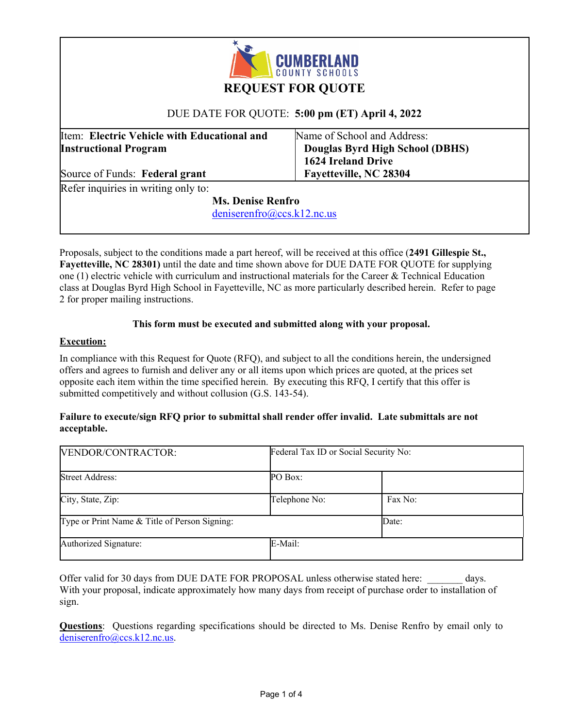CUMBERLAND COUNTY SCHOOLS

# REQUEST FOR QUOTE

DUE DATE FOR QUOTE: **5:00 pm (ET) April 4, 2022**

| Item: **Electric Vehicle with Educational and Instructional Program** | Name of School and Address: **Douglas Byrd High School (DBHS)** **1624 Ireland Drive** **Fayetteville, NC 28304** |
|---|---|
| Source of Funds: **Federal grant** | |

Refer inquiries in writing only to:

**Ms. Denise Renfro**
deniserenfro@ccs.k12.nc.us

Proposals, subject to the conditions made a part hereof, will be received at this office (**2491 Gillespie St., Fayetteville, NC 28301)** until the date and time shown above for DUE DATE FOR QUOTE for supplying one (1) electric vehicle with curriculum and instructional materials for the Career & Technical Education class at Douglas Byrd High School in Fayetteville, NC as more particularly described herein. Refer to page 2 for proper mailing instructions.

**This form must be executed and submitted along with your proposal.**

**Execution:**

In compliance with this Request for Quote (RFQ), and subject to all the conditions herein, the undersigned offers and agrees to furnish and deliver any or all items upon which prices are quoted, at the prices set opposite each item within the time specified herein. By executing this RFQ, I certify that this offer is submitted competitively and without collusion (G.S. 143-54).

**Failure to execute/sign RFQ prior to submittal shall render offer invalid. Late submittals are not acceptable.**

| VENDOR/CONTRACTOR: | Federal Tax ID or Social Security No: | |
|---|---|---|
| Street Address: | PO Box: | |
| City, State, Zip: | Telephone No: | Fax No: |
| Type or Print Name & Title of Person Signing: | | Date: |
| Authorized Signature: | E-Mail: | |

Offer valid for 30 days from DUE DATE FOR PROPOSAL unless otherwise stated here: _______ days. With your proposal, indicate approximately how many days from receipt of purchase order to installation of sign.

**Questions**: Questions regarding specifications should be directed to Ms. Denise Renfro by email only to deniserenfro@ccs.k12.nc.us.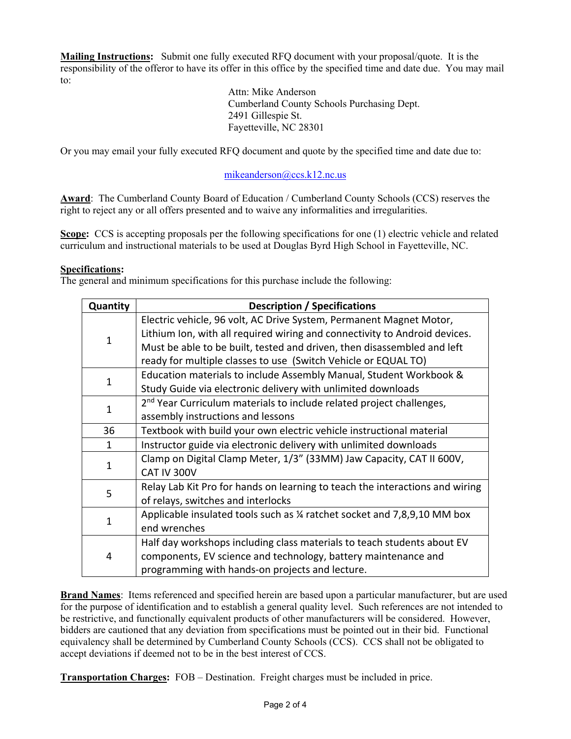**Mailing Instructions:** Submit one fully executed RFQ document with your proposal/quote. It is the responsibility of the offeror to have its offer in this office by the specified time and date due. You may mail to:

Attn: Mike Anderson
Cumberland County Schools Purchasing Dept.
2491 Gillespie St.
Fayetteville, NC 28301

Or you may email your fully executed RFQ document and quote by the specified time and date due to:

mikeanderson@ccs.k12.nc.us

**Award**: The Cumberland County Board of Education / Cumberland County Schools (CCS) reserves the right to reject any or all offers presented and to waive any informalities and irregularities.

**Scope:** CCS is accepting proposals per the following specifications for one (1) electric vehicle and related curriculum and instructional materials to be used at Douglas Byrd High School in Fayetteville, NC.

**Specifications:**
The general and minimum specifications for this purchase include the following:

| Quantity | Description / Specifications |
|---|---|
| 1 | Electric vehicle, 96 volt, AC Drive System, Permanent Magnet Motor, Lithium Ion, with all required wiring and connectivity to Android devices. Must be able to be built, tested and driven, then disassembled and left ready for multiple classes to use (Switch Vehicle or EQUAL TO) |
| 1 | Education materials to include Assembly Manual, Student Workbook & Study Guide via electronic delivery with unlimited downloads |
| 1 | 2nd Year Curriculum materials to include related project challenges, assembly instructions and lessons |
| 36 | Textbook with build your own electric vehicle instructional material |
| 1 | Instructor guide via electronic delivery with unlimited downloads |
| 1 | Clamp on Digital Clamp Meter, 1/3" (33MM) Jaw Capacity, CAT II 600V, CAT IV 300V |
| 5 | Relay Lab Kit Pro for hands on learning to teach the interactions and wiring of relays, switches and interlocks |
| 1 | Applicable insulated tools such as ¼ ratchet socket and 7,8,9,10 MM box end wrenches |
| 4 | Half day workshops including class materials to teach students about EV components, EV science and technology, battery maintenance and programming with hands-on projects and lecture. |

**Brand Names**: Items referenced and specified herein are based upon a particular manufacturer, but are used for the purpose of identification and to establish a general quality level. Such references are not intended to be restrictive, and functionally equivalent products of other manufacturers will be considered. However, bidders are cautioned that any deviation from specifications must be pointed out in their bid. Functional equivalency shall be determined by Cumberland County Schools (CCS). CCS shall not be obligated to accept deviations if deemed not to be in the best interest of CCS.

**Transportation Charges:** FOB – Destination. Freight charges must be included in price.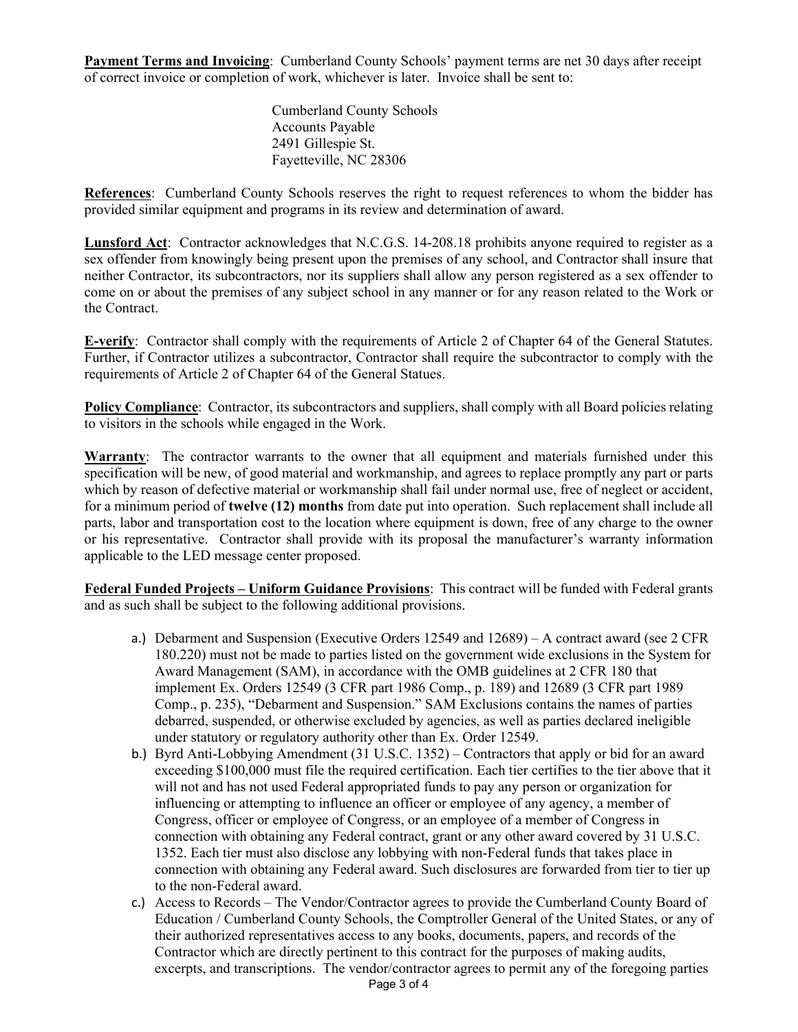**Payment Terms and Invoicing**: Cumberland County Schools' payment terms are net 30 days after receipt of correct invoice or completion of work, whichever is later. Invoice shall be sent to:

Cumberland County Schools
Accounts Payable
2491 Gillespie St.
Fayetteville, NC 28306

**References**: Cumberland County Schools reserves the right to request references to whom the bidder has provided similar equipment and programs in its review and determination of award.

**Lunsford Act**: Contractor acknowledges that N.C.G.S. 14-208.18 prohibits anyone required to register as a sex offender from knowingly being present upon the premises of any school, and Contractor shall insure that neither Contractor, its subcontractors, nor its suppliers shall allow any person registered as a sex offender to come on or about the premises of any subject school in any manner or for any reason related to the Work or the Contract.

**E-verify**: Contractor shall comply with the requirements of Article 2 of Chapter 64 of the General Statutes. Further, if Contractor utilizes a subcontractor, Contractor shall require the subcontractor to comply with the requirements of Article 2 of Chapter 64 of the General Statues.

**Policy Compliance**: Contractor, its subcontractors and suppliers, shall comply with all Board policies relating to visitors in the schools while engaged in the Work.

**Warranty**: The contractor warrants to the owner that all equipment and materials furnished under this specification will be new, of good material and workmanship, and agrees to replace promptly any part or parts which by reason of defective material or workmanship shall fail under normal use, free of neglect or accident, for a minimum period of **twelve (12) months** from date put into operation. Such replacement shall include all parts, labor and transportation cost to the location where equipment is down, free of any charge to the owner or his representative. Contractor shall provide with its proposal the manufacturer's warranty information applicable to the LED message center proposed.

**Federal Funded Projects – Uniform Guidance Provisions**: This contract will be funded with Federal grants and as such shall be subject to the following additional provisions.

a.) Debarment and Suspension (Executive Orders 12549 and 12689) – A contract award (see 2 CFR 180.220) must not be made to parties listed on the government wide exclusions in the System for Award Management (SAM), in accordance with the OMB guidelines at 2 CFR 180 that implement Ex. Orders 12549 (3 CFR part 1986 Comp., p. 189) and 12689 (3 CFR part 1989 Comp., p. 235), "Debarment and Suspension." SAM Exclusions contains the names of parties debarred, suspended, or otherwise excluded by agencies, as well as parties declared ineligible under statutory or regulatory authority other than Ex. Order 12549.

b.) Byrd Anti-Lobbying Amendment (31 U.S.C. 1352) – Contractors that apply or bid for an award exceeding $100,000 must file the required certification. Each tier certifies to the tier above that it will not and has not used Federal appropriated funds to pay any person or organization for influencing or attempting to influence an officer or employee of any agency, a member of Congress, officer or employee of Congress, or an employee of a member of Congress in connection with obtaining any Federal contract, grant or any other award covered by 31 U.S.C. 1352. Each tier must also disclose any lobbying with non-Federal funds that takes place in connection with obtaining any Federal award. Such disclosures are forwarded from tier to tier up to the non-Federal award.

c.) Access to Records – The Vendor/Contractor agrees to provide the Cumberland County Board of Education / Cumberland County Schools, the Comptroller General of the United States, or any of their authorized representatives access to any books, documents, papers, and records of the Contractor which are directly pertinent to this contract for the purposes of making audits, excerpts, and transcriptions. The vendor/contractor agrees to permit any of the foregoing parties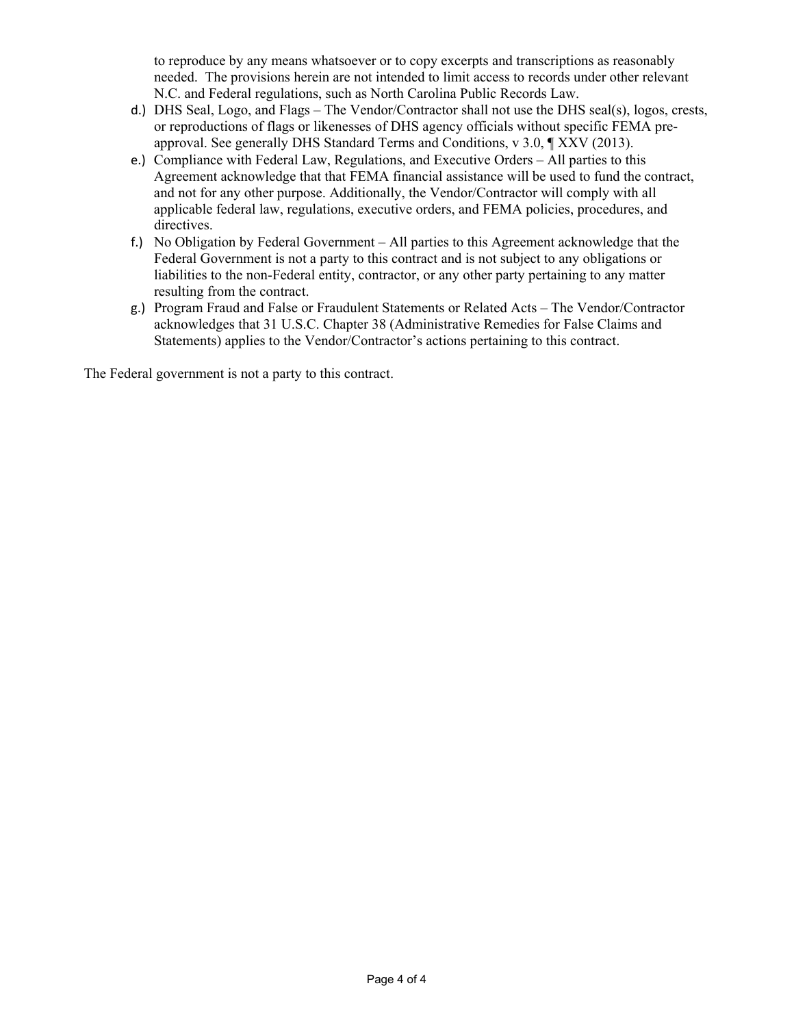to reproduce by any means whatsoever or to copy excerpts and transcriptions as reasonably needed. The provisions herein are not intended to limit access to records under other relevant N.C. and Federal regulations, such as North Carolina Public Records Law.

d.) DHS Seal, Logo, and Flags – The Vendor/Contractor shall not use the DHS seal(s), logos, crests, or reproductions of flags or likenesses of DHS agency officials without specific FEMA pre-approval. See generally DHS Standard Terms and Conditions, v 3.0, ¶ XXV (2013).

e.) Compliance with Federal Law, Regulations, and Executive Orders – All parties to this Agreement acknowledge that that FEMA financial assistance will be used to fund the contract, and not for any other purpose. Additionally, the Vendor/Contractor will comply with all applicable federal law, regulations, executive orders, and FEMA policies, procedures, and directives.

f.) No Obligation by Federal Government – All parties to this Agreement acknowledge that the Federal Government is not a party to this contract and is not subject to any obligations or liabilities to the non-Federal entity, contractor, or any other party pertaining to any matter resulting from the contract.

g.) Program Fraud and False or Fraudulent Statements or Related Acts – The Vendor/Contractor acknowledges that 31 U.S.C. Chapter 38 (Administrative Remedies for False Claims and Statements) applies to the Vendor/Contractor's actions pertaining to this contract.

The Federal government is not a party to this contract.